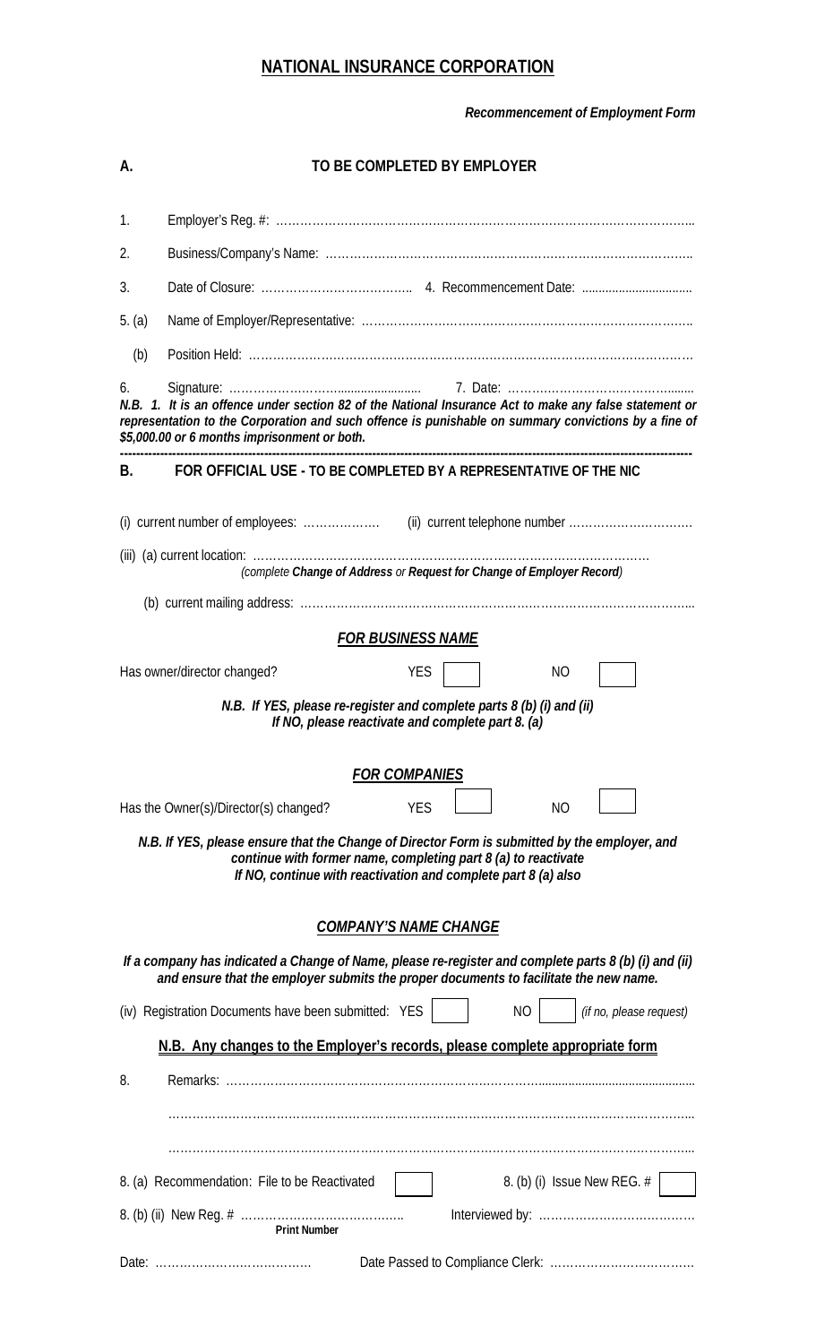# NATIONAL INSURANCE CORPORATION

***Recommencement of Employment Form***

**A. TO BE COMPLETED BY EMPLOYER**

1. Employer's Reg. #: ………………………………………………………………………………………..

2. Business/Company's Name: ………………………………………………………………………………..

3. Date of Closure: ……………………………….. 4. Recommencement Date: ................................

5. (a) Name of Employer/Representative: ……………………………………………………………………….

   (b) Position Held: ……………………………………………………………………………………………

6. Signature: …………………….......................... 7. Date: ……………………………………........

***N.B. 1. It is an offence under section 82 of the National Insurance Act to make any false statement or representation to the Corporation and such offence is punishable on summary convictions by a fine of $5,000.00 or 6 months imprisonment or both.***

---

**B. FOR OFFICIAL USE - TO BE COMPLETED BY A REPRESENTATIVE OF THE NIC**

(i) current number of employees: ………………. (ii) current telephone number …………………………

(iii) (a) current location: ……………………………………………………………………………………
*(complete **Change of Address** or **Request for Change of Employer Record**)*

(b) current mailing address: ………………………………………………………………………………………..

***FOR BUSINESS NAME***

Has owner/director changed? YES ☐ NO ☐

***N.B. If YES, please re-register and complete parts 8 (b) (i) and (ii)***
***If NO, please reactivate and complete part 8. (a)***

***FOR COMPANIES***

Has the Owner(s)/Director(s) changed? YES ☐ NO ☐

***N.B. If YES, please ensure that the Change of Director Form is submitted by the employer, and continue with former name, completing part 8 (a) to reactivate***
***If NO, continue with reactivation and complete part 8 (a) also***

***COMPANY'S NAME CHANGE***

***If a company has indicated a Change of Name, please re-register and complete parts 8 (b) (i) and (ii) and ensure that the employer submits the proper documents to facilitate the new name.***

(iv) Registration Documents have been submitted: YES ☐ NO ☐ *(if no, please request)*

**N.B. Any changes to the Employer's records, please complete appropriate form**

8. Remarks: ………………………………………………………………………………………………………

………………………………………………………………………………………………………………………

………………………………………………………………………………………………………………………

8. (a) Recommendation: File to be Reactivated ☐ 8. (b) (i) Issue New REG. # ☐

8. (b) (ii) New Reg. # ………………………………….. Interviewed by: …………………………………
**Print Number**

Date: ………………………………… Date Passed to Compliance Clerk: ………………………………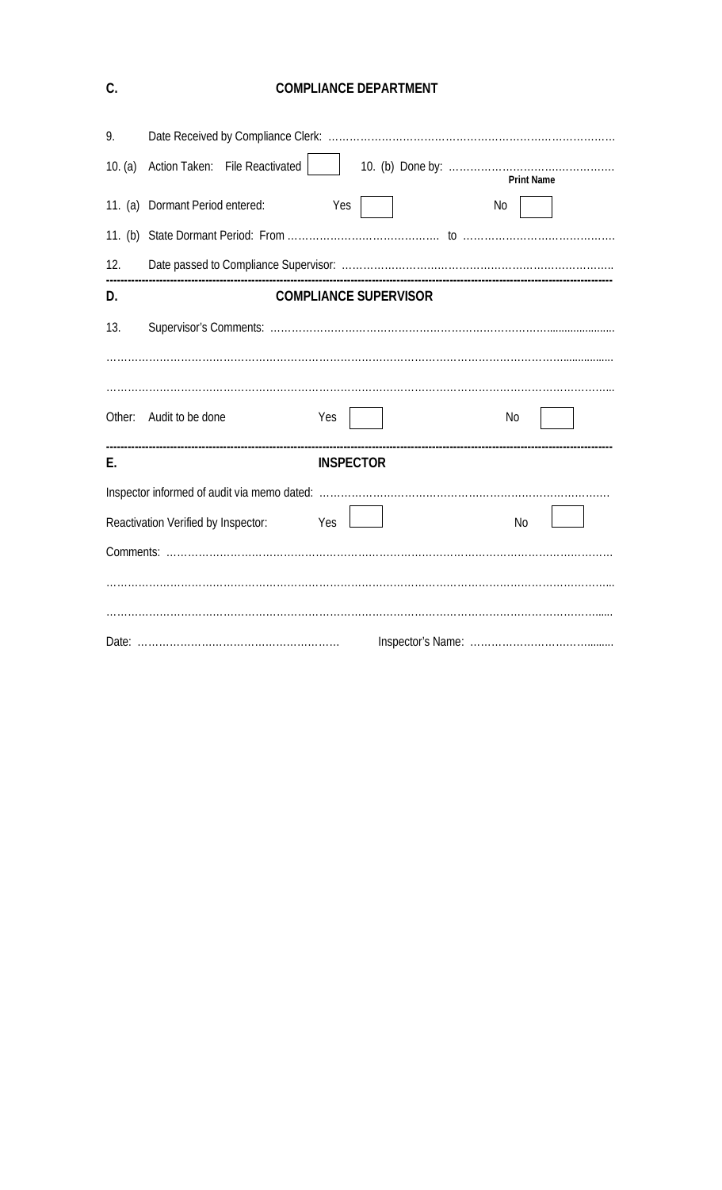## C. COMPLIANCE DEPARTMENT

9. Date Received by Compliance Clerk: ……………………………………………………………………

10. (a) Action Taken: File Reactivated ☐ 10. (b) Done by: ……………………………………… **Print Name**

11. (a) Dormant Period entered: Yes ☐ No ☐

11. (b) State Dormant Period: From …………………………………… to ……………………………………

12. Date passed to Compliance Supervisor: ……………………………………………………………………

---

## D. COMPLIANCE SUPERVISOR

13. Supervisor's Comments: ……………………………………………………………………………………

……………………………………………………………………………………………………………………

……………………………………………………………………………………………………………………

Other: Audit to be done Yes ☐ No ☐

---

## E. INSPECTOR

Inspector informed of audit via memo dated: ……………………………………………………………………

Reactivation Verified by Inspector: Yes ☐ No ☐

Comments: ……………………………………………………………………………………………………

……………………………………………………………………………………………………………………

……………………………………………………………………………………………………………………

Date: ………………………………………………… Inspector's Name: ……………………………………